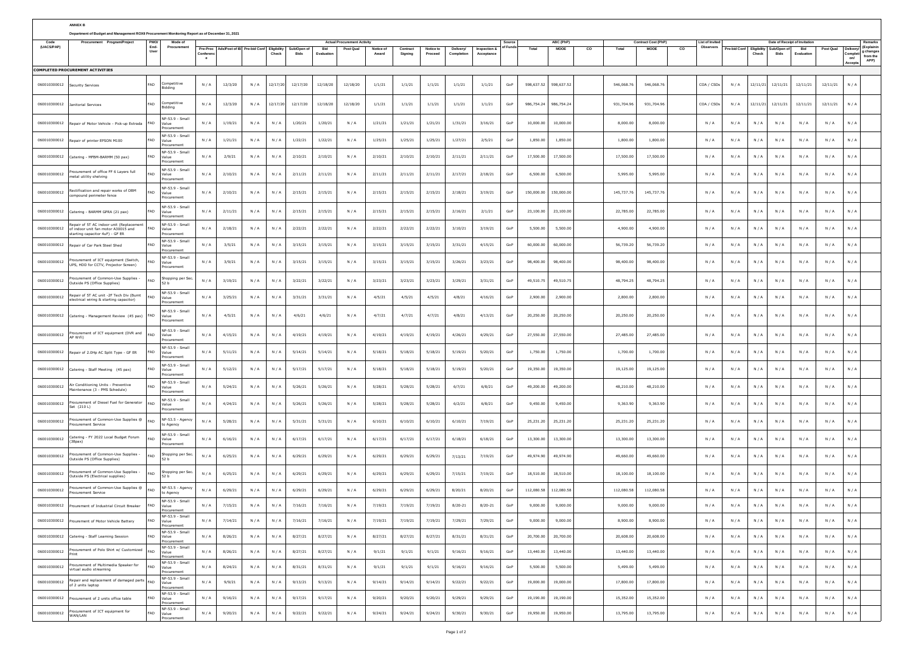**ANNEX B**

**Department of Budget and Management ROXII Procurement Monitoring Report as of December 31, 2021**

| Code (UACS/PAP) | Procurement Program/Project | PMO/ End-User | Mode of Procurement | Actual Procurement Activity | | | | | | | | | | | | Source of Funds | ABC (PhP) | | | Contract Cost (PhP) | | | List of Invited Observers | Date of Receipt of Invitation | | | | | | Remarks (Explaining changes from the APP) |
|---|---|---|---|---|---|---|---|---|---|---|---|---|---|---|---|---|---|---|---|---|---|---|---|---|---|---|---|---|---|---|
| | | | | Pre-Proc Conference | Ads/Post of IB | Pre-bid Conf | Eligibility Check | Sub/Open of Bids | Bid Evaluation | Post Qual | Notice of Award | Contract Signing | Notice to Proceed | Delivery/ Completion | Inspection & Acceptance | | Total | MOOE | CO | Total | MOOE | CO | | Pre-bid Conf | Eligibility Check | Sub/Open of Bids | Bid Evaluation | Post Qual | Delivery/ Completion/ Acceptance | |
| **COMPLETED PROCUREMENT ACTIVITIES** | | | | | | | | | | | | | | | | | | | | | | | | | | | | | | |
| 060010300012 | Security Services | FAD | Competitive Bidding | N / A | 12/3/20 | N / A | 12/17/20 | 12/17/20 | 12/18/20 | 12/18/20 | 1/1/21 | 1/1/21 | 1/1/21 | 1/1/21 | 1/1/21 | GoP | 598,637.52 | 598,637.52 | | 546,068.76 | 546,068.76 | | COA / CSOs | N / A | 12/11/21 | 12/11/21 | 12/11/21 | 12/11/21 | N / A | |
| 060010300012 | Janitorial Services | FAD | Competitive Bidding | N / A | 12/3/20 | N / A | 12/17/20 | 12/17/20 | 12/18/20 | 12/18/20 | 1/1/21 | 1/1/21 | 1/1/21 | 1/1/21 | 1/1/21 | GoP | 986,754.24 | 986,754.24 | | 931,704.96 | 931,704.96 | | COA / CSOs | N / A | 12/11/21 | 12/11/21 | 12/11/21 | 12/11/21 | N / A | |
| 060010300012 | Repair of Motor Vehicle - Pick-up Estrada | FAD | NP-53.9 - Small Value Procurement | N / A | 1/19/21 | N / A | N / A | 1/20/21 | 1/20/21 | N / A | 1/21/21 | 1/21/21 | 1/21/21 | 1/31/21 | 3/16/21 | GoP | 10,000.00 | 10,000.00 | | 8,000.00 | 8,000.00 | | N / A | N / A | N / A | N / A | N / A | N / A | N / A | |
| 060010300012 | Repair of printer EPSON M100 | FAD | NP-53.9 - Small Value Procurement | N / A | 1/21/21 | N / A | N / A | 1/22/21 | 1/22/21 | N / A | 1/25/21 | 1/25/21 | 1/25/21 | 1/27/21 | 2/5/21 | GoP | 1,850.00 | 1,850.00 | | 1,800.00 | 1,800.00 | | N / A | N / A | N / A | N / A | N / A | N / A | N / A | |
| 060010300012 | Catering - MPBM-BARMM (50 pax) | FAD | NP-53.9 - Small Value Procurement | N / A | 2/9/21 | N / A | N / A | 2/10/21 | 2/10/21 | N / A | 2/10/21 | 2/10/21 | 2/10/21 | 2/11/21 | 2/11/21 | GoP | 17,500.00 | 17,500.00 | | 17,500.00 | 17,500.00 | | N / A | N / A | N / A | N / A | N / A | N / A | N / A | |
| 060010300012 | Procurement of office FF 6 Layers full metal utility shelving | FAD | NP-53.9 - Small Value Procurement | N / A | 2/10/21 | N / A | N / A | 2/11/21 | 2/11/21 | N / A | 2/11/21 | 2/11/21 | 2/11/21 | 2/17/21 | 2/18/21 | GoP | 6,500.00 | 6,500.00 | | 5,995.00 | 5,995.00 | | N / A | N / A | N / A | N / A | N / A | N / A | N / A | |
| 060010300012 | Rectification and repair works of DBM compound perimeter fence | FAD | NP-53.9 - Small Value Procurement | N / A | 2/10/21 | N / A | N / A | 2/15/21 | 2/15/21 | N / A | 2/15/21 | 2/15/21 | 2/15/21 | 2/18/21 | 3/19/21 | GoP | 150,000.00 | 150,000.00 | | 145,737.76 | 145,737.76 | | N / A | N / A | N / A | N / A | N / A | N / A | N / A | |
| 060010300012 | Catering - BARMM GPRA (21 pax) | FAD | NP-53.9 - Small Value Procurement | N / A | 2/11/21 | N / A | N / A | 2/15/21 | 2/15/21 | N / A | 2/15/21 | 2/15/21 | 2/15/21 | 2/16/21 | 2/1/21 | GoP | 23,100.00 | 23,100.00 | | 22,785.00 | 22,785.00 | | N / A | N / A | N / A | N / A | N / A | N / A | N / A | |
| 060010300012 | Repair of 5T AC indoor unit (Replacement of indoor unit fan motor A30015 and starting capacitor 4uF) - GF ER | FAD | NP-53.9 - Small Value Procurement | N / A | 2/18/21 | N / A | N / A | 2/22/21 | 2/22/21 | N / A | 2/22/21 | 2/22/21 | 2/22/21 | 3/10/21 | 3/19/21 | GoP | 5,500.00 | 5,500.00 | | 4,900.00 | 4,900.00 | | N / A | N / A | N / A | N / A | N / A | N / A | N / A | |
| 060010300012 | Repair of Car Park Steel Shed | FAD | NP-53.9 - Small Value Procurement | N / A | 3/5/21 | N / A | N / A | 3/15/21 | 3/15/21 | N / A | 3/15/21 | 3/15/21 | 3/15/21 | 3/31/21 | 4/15/21 | GoP | 60,000.00 | 60,000.00 | | 56,739.20 | 56,739.20 | | N / A | N / A | N / A | N / A | N / A | N / A | N / A | |
| 060010300012 | Procurement of ICT equipment (Switch, UPS, HDD for CCTV, Projector Screen) | FAD | NP-53.9 - Small Value Procurement | N / A | 3/9/21 | N / A | N / A | 3/15/21 | 3/15/21 | N / A | 3/15/21 | 3/15/21 | 3/15/21 | 3/26/21 | 3/23/21 | GoP | 98,400.00 | 98,400.00 | | 98,400.00 | 98,400.00 | | N / A | N / A | N / A | N / A | N / A | N / A | N / A | |
| 060010300012 | Procurement of Common-Use Supplies - Outside PS (Office Supplies) | FAD | Shopping per Sec. 52 b | N / A | 3/19/21 | N / A | N / A | 3/22/21 | 3/22/21 | N / A | 3/23/21 | 3/23/21 | 3/23/21 | 3/29/21 | 3/31/21 | GoP | 49,510.75 | 49,510.75 | | 48,794.25 | 48,794.25 | | N / A | N / A | N / A | N / A | N / A | N / A | N / A | |
| 060010300012 | Repair of 5T AC unit -2F Tech Div (Burnt electrical wiring & starting capacitor) | FAD | NP-53.9 - Small Value Procurement | N / A | 3/25/21 | N / A | N / A | 3/31/21 | 3/31/21 | N / A | 4/5/21 | 4/5/21 | 4/5/21 | 4/8/21 | 4/16/21 | GoP | 2,900.00 | 2,900.00 | | 2,800.00 | 2,800.00 | | N / A | N / A | N / A | N / A | N / A | N / A | N / A | |
| 060010300012 | Catering - Management Review (45 pax) | FAD | NP-53.9 - Small Value Procurement | N / A | 4/5/21 | N / A | N / A | 4/6/21 | 4/6/21 | N / A | 4/7/21 | 4/7/21 | 4/7/21 | 4/8/21 | 4/13/21 | GoP | 20,250.00 | 20,250.00 | | 20,250.00 | 20,250.00 | | N / A | N / A | N / A | N / A | N / A | N / A | N / A | |
| 060010300012 | Procurement of ICT equipment (DVR and AP Wifi) | FAD | NP-53.9 - Small Value Procurement | N / A | 4/15/21 | N / A | N / A | 4/19/21 | 4/19/21 | N / A | 4/19/21 | 4/19/21 | 4/19/21 | 4/26/21 | 4/29/21 | GoP | 27,550.00 | 27,550.00 | | 27,485.00 | 27,485.00 | | N / A | N / A | N / A | N / A | N / A | N / A | N / A | |
| 060010300012 | Repair of 2.0Hp AC Split Type - GF ER | FAD | NP-53.9 - Small Value Procurement | N / A | 5/11/21 | N / A | N / A | 5/14/21 | 5/14/21 | N / A | 5/18/21 | 5/18/21 | 5/18/21 | 5/19/21 | 5/20/21 | GoP | 1,750.00 | 1,750.00 | | 1,700.00 | 1,700.00 | | N / A | N / A | N / A | N / A | N / A | N / A | N / A | |
| 060010300012 | Catering - Staff Meeting (45 pax) | FAD | NP-53.9 - Small Value Procurement | N / A | 5/12/21 | N / A | N / A | 5/17/21 | 5/17/21 | N / A | 5/18/21 | 5/18/21 | 5/18/21 | 5/19/21 | 5/20/21 | GoP | 19,350.00 | 19,350.00 | | 19,125.00 | 19,125.00 | | N / A | N / A | N / A | N / A | N / A | N / A | N / A | |
| 060010300012 | Air Conditioning Units - Preventive Maintenance (3 - PMS Schedule) | FAD | NP-53.9 - Small Value Procurement | N / A | 5/24/21 | N / A | N / A | 5/26/21 | 5/26/21 | N / A | 5/28/21 | 5/28/21 | 5/28/21 | 6/7/21 | 6/8/21 | GoP | 49,200.00 | 49,200.00 | | 48,210.00 | 48,210.00 | | N / A | N / A | N / A | N / A | N / A | N / A | N / A | |
| 060010300012 | Procurement of Diesel Fuel for Generator Set (210 L) | FAD | NP-53.9 - Small Value Procurement | N / A | 4/24/21 | N / A | N / A | 5/26/21 | 5/26/21 | N / A | 5/28/21 | 5/28/21 | 5/28/21 | 6/2/21 | 6/8/21 | GoP | 9,450.00 | 9,450.00 | | 9,363.90 | 9,363.90 | | N / A | N / A | N / A | N / A | N / A | N / A | N / A | |
| 060010300012 | Procurement of Common-Use Supplies @ Procurement Service | FAD | NP-53.5 - Agency to Agency | N / A | 5/28/21 | N / A | N / A | 5/31/21 | 5/31/21 | N / A | 6/10/21 | 6/10/21 | 6/10/21 | 6/10/21 | 7/19/21 | GoP | 25,231.20 | 25,231.20 | | 25,231.20 | 25,231.20 | | N / A | N / A | N / A | N / A | N / A | N / A | N / A | |
| 060010300012 | Catering - FY 2022 Local Budget Forum (38pax) | FAD | NP-53.9 - Small Value Procurement | N / A | 6/16/21 | N / A | N / A | 6/17/21 | 6/17/21 | N / A | 6/17/21 | 6/17/21 | 6/17/21 | 6/18/21 | 6/18/21 | GoP | 13,300.00 | 13,300.00 | | 13,300.00 | 13,300.00 | | N / A | N / A | N / A | N / A | N / A | N / A | N / A | |
| 060010300012 | Procurement of Common-Use Supplies - Outside PS (Office Supplies) | FAD | Shopping per Sec. 52 b | N / A | 6/25/21 | N / A | N / A | 6/29/21 | 6/29/21 | N / A | 6/29/21 | 6/29/21 | 6/29/21 | 7/13/21 | 7/19/21 | GoP | 49,974.90 | 49,974.90 | | 49,660.00 | 49,660.00 | | N / A | N / A | N / A | N / A | N / A | N / A | N / A | |
| 060010300012 | Procurement of Common-Use Supplies - Outside PS (Electrical supplies) | FAD | Shopping per Sec. 52 b | N / A | 6/25/21 | N / A | N / A | 6/29/21 | 6/29/21 | N / A | 6/29/21 | 6/29/21 | 6/29/21 | 7/15/21 | 7/19/21 | GoP | 18,510.00 | 18,510.00 | | 18,100.00 | 18,100.00 | | N / A | N / A | N / A | N / A | N / A | N / A | N / A | |
| 060010300012 | Procurement of Common-Use Supplies @ Procurement Service | FAD | NP-53.5 - Agency to Agency | N / A | 6/29/21 | N / A | N / A | 6/29/21 | 6/29/21 | N / A | 6/29/21 | 6/29/21 | 6/29/21 | 8/20/21 | 8/20/21 | GoP | 112,080.58 | 112,080.58 | | 112,080.58 | 112,080.58 | | N / A | N / A | N / A | N / A | N / A | N / A | N / A | |
| 060010300012 | Prourement of Industrial Circuit Breaker | FAD | NP-53.9 - Small Value Procurement | N / A | 7/15/21 | N / A | N / A | 7/16/21 | 7/16/21 | N / A | 7/19/21 | 7/19/21 | 7/19/21 | 8-20-21 | 8-20-21 | GoP | 9,000.00 | 9,000.00 | | 9,000.00 | 9,000.00 | | N / A | N / A | N / A | N / A | N / A | N / A | N / A | |
| 060010300012 | Prourement of Motor Vehicle Battery | FAD | NP-53.9 - Small Value Procurement | N / A | 7/14/21 | N / A | N / A | 7/16/21 | 7/16/21 | N / A | 7/19/21 | 7/19/21 | 7/19/21 | 7/29/21 | 7/29/21 | GoP | 9,000.00 | 9,000.00 | | 8,900.00 | 8,900.00 | | N / A | N / A | N / A | N / A | N / A | N / A | N / A | |
| 060010300012 | Catering - Staff Learning Session | FAD | NP-53.9 - Small Value Procurement | N / A | 8/26/21 | N / A | N / A | 8/27/21 | 8/27/21 | N / A | 8/27/21 | 8/27/21 | 8/27/21 | 8/31/21 | 8/31/21 | GoP | 20,700.00 | 20,700.00 | | 20,608.00 | 20,608.00 | | N / A | N / A | N / A | N / A | N / A | N / A | N / A | |
| 060010300012 | Procurement of Polo Shirt w/ Customized Print | FAD | NP-53.9 - Small Value Procurement | N / A | 8/26/21 | N / A | N / A | 8/27/21 | 8/27/21 | N / A | 9/1/21 | 9/1/21 | 9/1/21 | 9/16/21 | 9/16/21 | GoP | 13,440.00 | 13,440.00 | | 13,440.00 | 13,440.00 | | N / A | N / A | N / A | N / A | N / A | N / A | N / A | |
| 060010300012 | Procurement of Multimedia Speaker for virtual audio streaming | FAD | NP-53.9 - Small Value Procurement | N / A | 8/24/21 | N / A | N / A | 8/31/21 | 8/31/21 | N / A | 9/1/21 | 9/1/21 | 9/1/21 | 9/16/21 | 9/16/21 | GoP | 5,500.00 | 5,500.00 | | 5,499.00 | 5,499.00 | | N / A | N / A | N / A | N / A | N / A | N / A | N / A | |
| 060010300012 | Repair and replacement of damaged parts of 2 units laptop | FAD | NP-53.9 - Small Value Procurement | N / A | 9/9/21 | N / A | N / A | 9/13/21 | 9/13/21 | N / A | 9/14/21 | 9/14/21 | 9/14/21 | 9/22/21 | 9/22/21 | GoP | 19,000.00 | 19,000.00 | | 17,800.00 | 17,800.00 | | N / A | N / A | N / A | N / A | N / A | N / A | N / A | |
| 060010300012 | Procurement of 2 units office table | FAD | NP-53.9 - Small Value Procurement | N / A | 9/16/21 | N / A | N / A | 9/17/21 | 9/17/21 | N / A | 9/20/21 | 9/20/21 | 9/20/21 | 9/29/21 | 9/29/21 | GoP | 19,190.00 | 19,190.00 | | 15,352.00 | 15,352.00 | | N / A | N / A | N / A | N / A | N / A | N / A | N / A | |
| 060010300012 | Procurement of ICT equipment for WAN/LAN | FAD | NP-53.9 - Small Value Procurement | N / A | 9/20/21 | N / A | N / A | 9/22/21 | 9/22/21 | N / A | 9/24/21 | 9/24/21 | 9/24/21 | 9/30/21 | 9/30/21 | GoP | 19,950.00 | 19,950.00 | | 13,795.00 | 13,795.00 | | N / A | N / A | N / A | N / A | N / A | N / A | N / A | |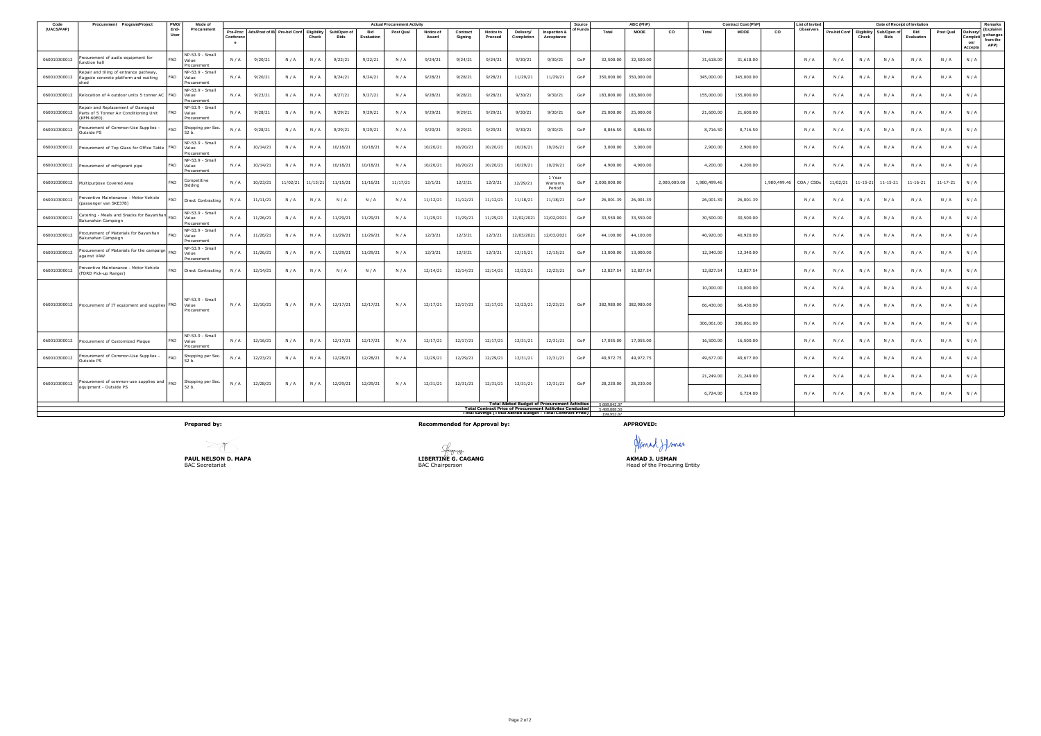| Code (UACS/PAP) | Procurement Program/Project | PMO/ End-User | Mode of Procurement | Actual Procurement Activity | | | | | | | | | | | | | Source of Funds | ABC (PhP) | | | Contract Cost (PhP) | | | List of Invited Observers | Date of Receipt of Invitation | | | | | | | Remarks (Explaining changes from the APP) |
|---|---|---|---|---|---|---|---|---|---|---|---|---|---|---|---|---|---|---|---|---|---|---|---|---|---|---|---|---|---|---|---|---|
| | | | | Pre-Proc Conference | Ads/Post of IB | Pre-bid Conf | Eligibility Check | Sub/Open of Bids | Bid Evaluation | Post Qual | Notice of Award | Contract Signing | Notice to Proceed | Delivery/ Completion | Inspection & Acceptance | | | Total | MOOE | CO | Total | MOOE | CO | | Pre-bid Conf | Eligibility Check | Sub/Open of Bids | Bid Evaluation | Post Qual | Delivery/ Completion/ Acceptance | |
| 060010300012 | Procurement of audio equipment for function hall | FAD | NP-53.9 - Small Value Procurement | N / A | 9/20/21 | N / A | N / A | 9/22/21 | 9/22/21 | N / A | 9/24/21 | 9/24/21 | 9/24/21 | 9/30/21 | 9/30/21 | GoP | 32,500.00 | 32,500.00 | | 31,618.00 | 31,618.00 | | N / A | N / A | N / A | N / A | N / A | N / A | N / A | |
| 060010300012 | Repair and tiling of entrance pathway, flagpole concrete platform and waiting shed | FAD | NP-53.9 - Small Value Procurement | N / A | 9/20/21 | N / A | N / A | 9/24/21 | 9/24/21 | N / A | 9/28/21 | 9/28/21 | 9/28/21 | 11/29/21 | 11/29/21 | GoP | 350,000.00 | 350,000.00 | | 345,000.00 | 345,000.00 | | N / A | N / A | N / A | N / A | N / A | N / A | N / A | |
| 060010300012 | Relocation of 4 outdoor units 5 tonner AC | FAD | NP-53.9 - Small Value Procurement | N / A | 9/23/21 | N / A | N / A | 9/27/21 | 9/27/21 | N / A | 9/28/21 | 9/28/21 | 9/28/21 | 9/30/21 | 9/30/21 | GoP | 183,800.00 | 183,800.00 | | 155,000.00 | 155,000.00 | | N / A | N / A | N / A | N / A | N / A | N / A | N / A | |
| 060010300012 | Repair and Replacement of Damaged Parts of 5 Tonner Air Conditioning Unit (KFM-60E0). | FAD | NP-53.9 - Small Value Procurement | N / A | 9/28/21 | N / A | N / A | 9/29/21 | 9/29/21 | N / A | 9/29/21 | 9/29/21 | 9/29/21 | 9/30/21 | 9/30/21 | GoP | 25,000.00 | 25,000.00 | | 21,600.00 | 21,600.00 | | N / A | N / A | N / A | N / A | N / A | N / A | N / A | |
| 060010300012 | Procurement of Common-Use Supplies - Outside PS | FAD | Shopping per Sec. 52 b. | N / A | 9/28/21 | N / A | N / A | 9/29/21 | 9/29/21 | N / A | 9/29/21 | 9/29/21 | 9/29/21 | 9/30/21 | 9/30/21 | GoP | 8,846.50 | 8,846.50 | | 8,716.50 | 8,716.50 | | N / A | N / A | N / A | N / A | N / A | N / A | N / A | |
| 060010300012 | Procurement of Top Glass for Office Table | FAD | NP-53.9 - Small Value Procurement | N / A | 10/14/21 | N / A | N / A | 10/18/21 | 10/18/21 | N / A | 10/20/21 | 10/20/21 | 10/20/21 | 10/26/21 | 10/26/21 | GoP | 3,000.00 | 3,000.00 | | 2,900.00 | 2,900.00 | | N / A | N / A | N / A | N / A | N / A | N / A | N / A | |
| 060010300012 | Procurement of refrigerant pipe | FAD | NP-53.9 - Small Value Procurement | N / A | 10/14/21 | N / A | N / A | 10/18/21 | 10/18/21 | N / A | 10/20/21 | 10/20/21 | 10/20/21 | 10/29/21 | 10/29/21 | GoP | 4,900.00 | 4,900.00 | | 4,200.00 | 4,200.00 | | N / A | N / A | N / A | N / A | N / A | N / A | N / A | |
| 060010300012 | Multipurpose Covered Area | FAD | Competitive Bidding | N / A | 10/23/21 | 11/02/21 | 11/15/21 | 11/15/21 | 11/16/21 | 11/17/21 | 12/1/21 | 12/2/21 | 12/2/21 | 12/29/21 | 1 Year Warranty Period | GoP | 2,000,000.00 | | 2,000,000.00 | 1,980,499.46 | | 1,980,499.46 | COA / CSOs | 11/02/21 | 11-15-21 | 11-15-21 | 11-16-21 | 11-17-21 | N / A | |
| 060010300012 | Preventive Maintenance - Motor Vehicle (passenger van SKE378) | FAD | Direct Contracting | N / A | 11/11/21 | N / A | N / A | N / A | N / A | N / A | 11/12/21 | 11/12/21 | 11/12/21 | 11/18/21 | 11/18/21 | GoP | 26,001.39 | 26,001.39 | | 26,001.39 | 26,001.39 | | N / A | N / A | N / A | N / A | N / A | N / A | N / A | |
| 060010300012 | Catering - Meals and Snacks for Bayanihan Bakunahan Campaign | FAD | NP-53.9 - Small Value Procurement | N / A | 11/26/21 | N / A | N / A | 11/29/21 | 11/29/21 | N / A | 11/29/21 | 11/29/21 | 11/29/21 | 12/02/2021 | 12/02/2021 | GoP | 33,550.00 | 33,550.00 | | 30,500.00 | 30,500.00 | | N / A | N / A | N / A | N / A | N / A | N / A | N / A | |
| 060010300012 | Procurement of Materials for Bayanihan Bakunahan Campaign | FAD | NP-53.9 - Small Value Procurement | N / A | 11/26/21 | N / A | N / A | 11/29/21 | 11/29/21 | N / A | 12/3/21 | 12/3/21 | 12/3/21 | 12/03/2021 | 12/03/2021 | GoP | 44,100.00 | 44,100.00 | | 40,920.00 | 40,920.00 | | N / A | N / A | N / A | N / A | N / A | N / A | N / A | |
| 060010300012 | Procurement of Materials for the campaign against VAW | FAD | NP-53.9 - Small Value Procurement | N / A | 11/26/21 | N / A | N / A | 11/29/21 | 11/29/21 | N / A | 12/3/21 | 12/3/21 | 12/3/21 | 12/15/21 | 12/15/21 | GoP | 13,000.00 | 13,000.00 | | 12,340.00 | 12,340.00 | | N / A | N / A | N / A | N / A | N / A | N / A | N / A | |
| 060010300012 | Preventive Maintenance - Motor Vehicle (FORD Pick-up Ranger) | FAD | Direct Contracting | N / A | 12/14/21 | N / A | N / A | N / A | N / A | N / A | 12/14/21 | 12/14/21 | 12/14/21 | 12/23/21 | 12/23/21 | GoP | 12,827.54 | 12,827.54 | | 12,827.54 | 12,827.54 | | N / A | N / A | N / A | N / A | N / A | N / A | N / A | |
| 060010300012 | Procurement of IT equipment and supplies | FAD | NP-53.9 - Small Value Procurement | N / A | 12/10/21 | N / A | N / A | 12/17/21 | 12/17/21 | N / A | 12/17/21 | 12/17/21 | 12/17/21 | 12/23/21 | 12/23/21 | GoP | 382,980.00 | 382,980.00 | | 10,000.00 | 10,000.00 | | N / A | N / A | N / A | N / A | N / A | N / A | N / A | |
| | | | | | | | | | | | | | | | | | | | | 66,430.00 | 66,430.00 | | N / A | N / A | N / A | N / A | N / A | N / A | N / A | |
| | | | | | | | | | | | | | | | | | | | | 306,061.00 | 306,061.00 | | N / A | N / A | N / A | N / A | N / A | N / A | N / A | |
| 060010300012 | Procurement of Customized Plaque | FAD | NP-53.9 - Small Value Procurement | N / A | 12/16/21 | N / A | N / A | 12/17/21 | 12/17/21 | N / A | 12/17/21 | 12/17/21 | 12/17/21 | 12/31/21 | 12/31/21 | GoP | 17,055.00 | 17,055.00 | | 16,500.00 | 16,500.00 | | N / A | N / A | N / A | N / A | N / A | N / A | N / A | |
| 060010300012 | Procurement of Common-Use Supplies - Outside PS | FAD | Shopping per Sec. 52 b. | N / A | 12/23/21 | N / A | N / A | 12/28/21 | 12/28/21 | N / A | 12/29/21 | 12/29/21 | 12/29/21 | 12/31/21 | 12/31/21 | GoP | 49,972.75 | 49,972.75 | | 49,677.00 | 49,677.00 | | N / A | N / A | N / A | N / A | N / A | N / A | N / A | |
| 060010300012 | Procurement of common-use supplies and equipment - Outside PS | FAD | Shopping per Sec. 52 b. | N / A | 12/28/21 | N / A | N / A | 12/29/21 | 12/29/21 | N / A | 12/31/21 | 12/31/21 | 12/31/21 | 12/31/21 | 12/31/21 | GoP | 28,230.00 | 28,230.00 | | 21,249.00 | 21,249.00 | | N / A | N / A | N / A | N / A | N / A | N / A | N / A | |
| | | | | | | | | | | | | | | | | | | | | 6,724.00 | 6,724.00 | | N / A | N / A | N / A | N / A | N / A | N / A | N / A | |
| | | | | | | | | | | | | | | | Total Alloted Budget of Procurement Activities | | | 5,688,842.37 | | | | | | | | | | | | | | |
| | | | | | | | | | | | | | | | Total Contract Price of Procurement Activities Conducted | | | 5,488,888.50 | | | | | | | | | | | | | | |
| | | | | | | | | | | | | | | | Total Savings (Total Alloted Budget - Total Contract Price) | | | 199,953.87 | | | | | | | | | | | | | | |

**Prepared by:**

**PAUL NELSON D. MAPA**
BAC Secretariat

**Recommended for Approval by:**

**LIBERTINE G. CAGANG**
BAC Chairperson

**APPROVED:**

**AKMAD J. USMAN**
Head of the Procuring Entity